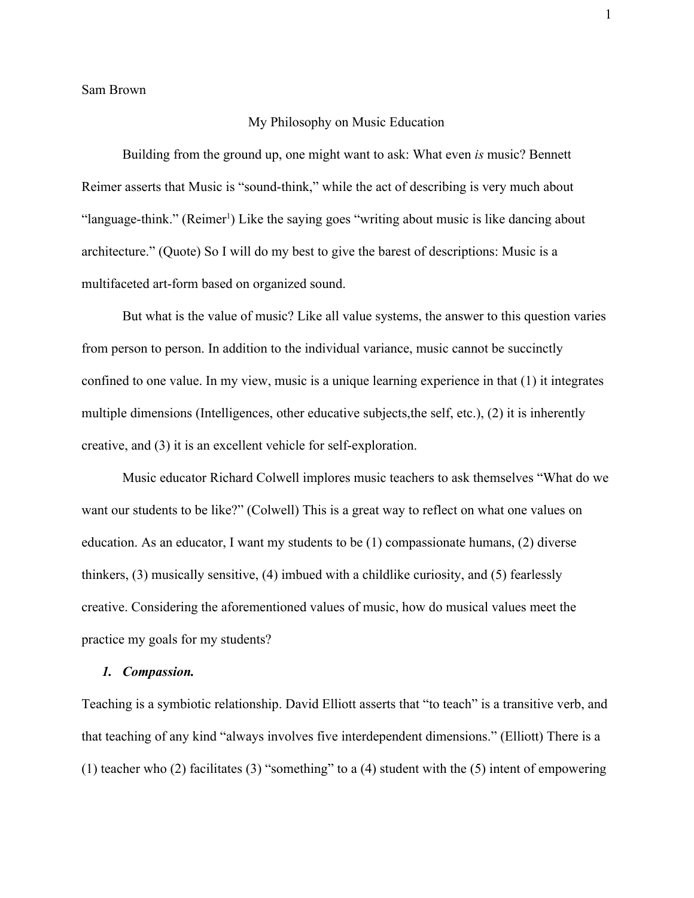Sam Brown

# My Philosophy on Music Education

Building from the ground up, one might want to ask: What even *is* music? Bennett Reimer asserts that Music is "sound-think," while the act of describing is very much about "language-think." (Reimer[1]) Like the saying goes "writing about music is like dancing about architecture." (Quote) So I will do my best to give the barest of descriptions: Music is a multifaceted art-form based on organized sound.

But what is the value of music? Like all value systems, the answer to this question varies from person to person. In addition to the individual variance, music cannot be succinctly confined to one value. In my view, music is a unique learning experience in that (1) it integrates multiple dimensions (Intelligences, other educative subjects,the self, etc.), (2) it is inherently creative, and (3) it is an excellent vehicle for self-exploration.

Music educator Richard Colwell implores music teachers to ask themselves "What do we want our students to be like?" (Colwell) This is a great way to reflect on what one values on education. As an educator, I want my students to be (1) compassionate humans, (2) diverse thinkers, (3) musically sensitive, (4) imbued with a childlike curiosity, and (5) fearlessly creative. Considering the aforementioned values of music, how do musical values meet the practice my goals for my students?

### *1. Compassion.*

Teaching is a symbiotic relationship. David Elliott asserts that "to teach" is a transitive verb, and that teaching of any kind "always involves five interdependent dimensions." (Elliott) There is a (1) teacher who (2) facilitates (3) "something" to a (4) student with the (5) intent of empowering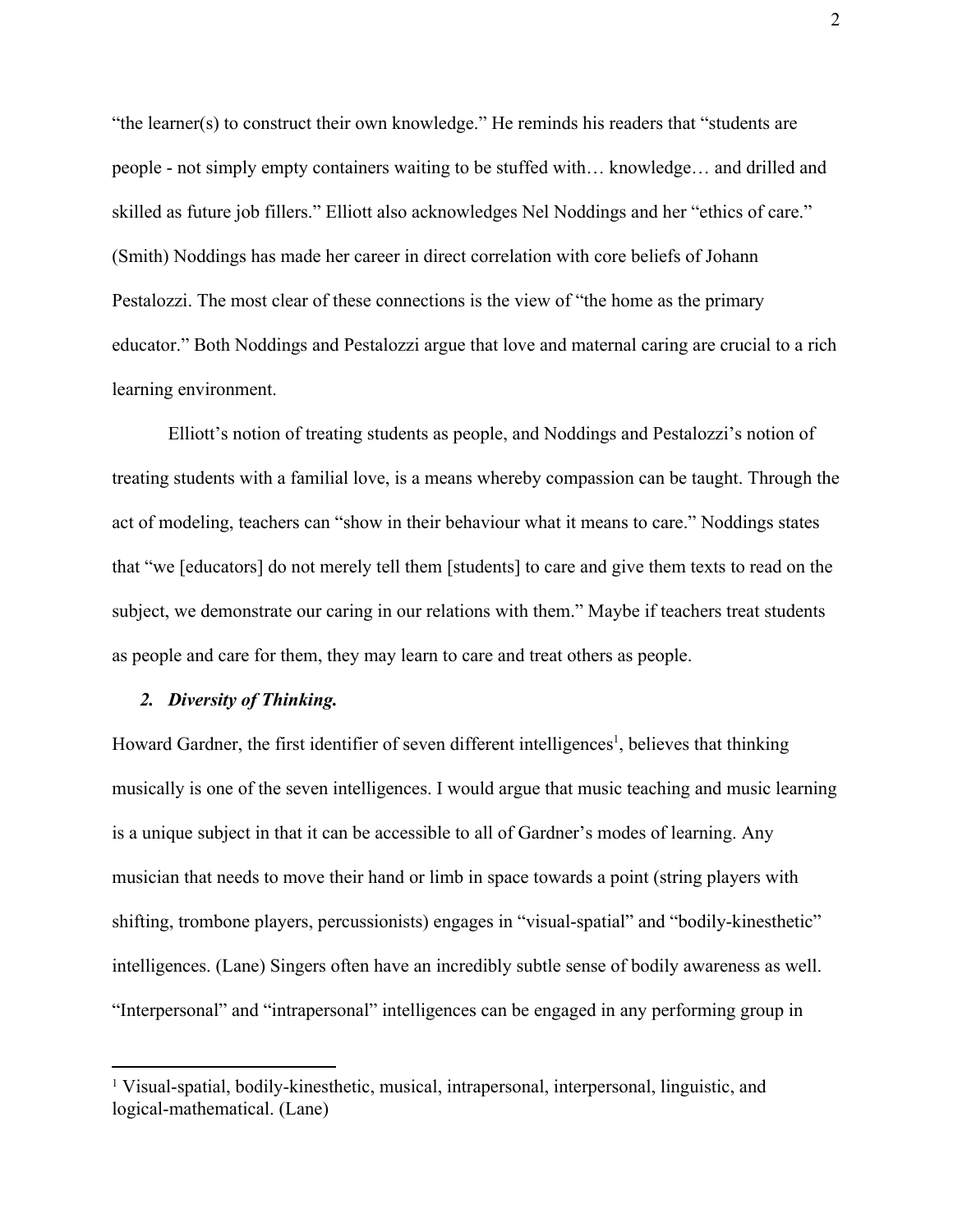"the learner(s) to construct their own knowledge." He reminds his readers that "students are people - not simply empty containers waiting to be stuffed with… knowledge… and drilled and skilled as future job fillers." Elliott also acknowledges Nel Noddings and her "ethics of care." (Smith) Noddings has made her career in direct correlation with core beliefs of Johann Pestalozzi. The most clear of these connections is the view of "the home as the primary educator." Both Noddings and Pestalozzi argue that love and maternal caring are crucial to a rich learning environment.

Elliott's notion of treating students as people, and Noddings and Pestalozzi's notion of treating students with a familial love, is a means whereby compassion can be taught. Through the act of modeling, teachers can "show in their behaviour what it means to care." Noddings states that "we [educators] do not merely tell them [students] to care and give them texts to read on the subject, we demonstrate our caring in our relations with them." Maybe if teachers treat students as people and care for them, they may learn to care and treat others as people.

***2. Diversity of Thinking.***

Howard Gardner, the first identifier of seven different intelligences[1], believes that thinking musically is one of the seven intelligences. I would argue that music teaching and music learning is a unique subject in that it can be accessible to all of Gardner's modes of learning. Any musician that needs to move their hand or limb in space towards a point (string players with shifting, trombone players, percussionists) engages in "visual-spatial" and "bodily-kinesthetic" intelligences. (Lane) Singers often have an incredibly subtle sense of bodily awareness as well. "Interpersonal" and "intrapersonal" intelligences can be engaged in any performing group in

[1] Visual-spatial, bodily-kinesthetic, musical, intrapersonal, interpersonal, linguistic, and logical-mathematical. (Lane)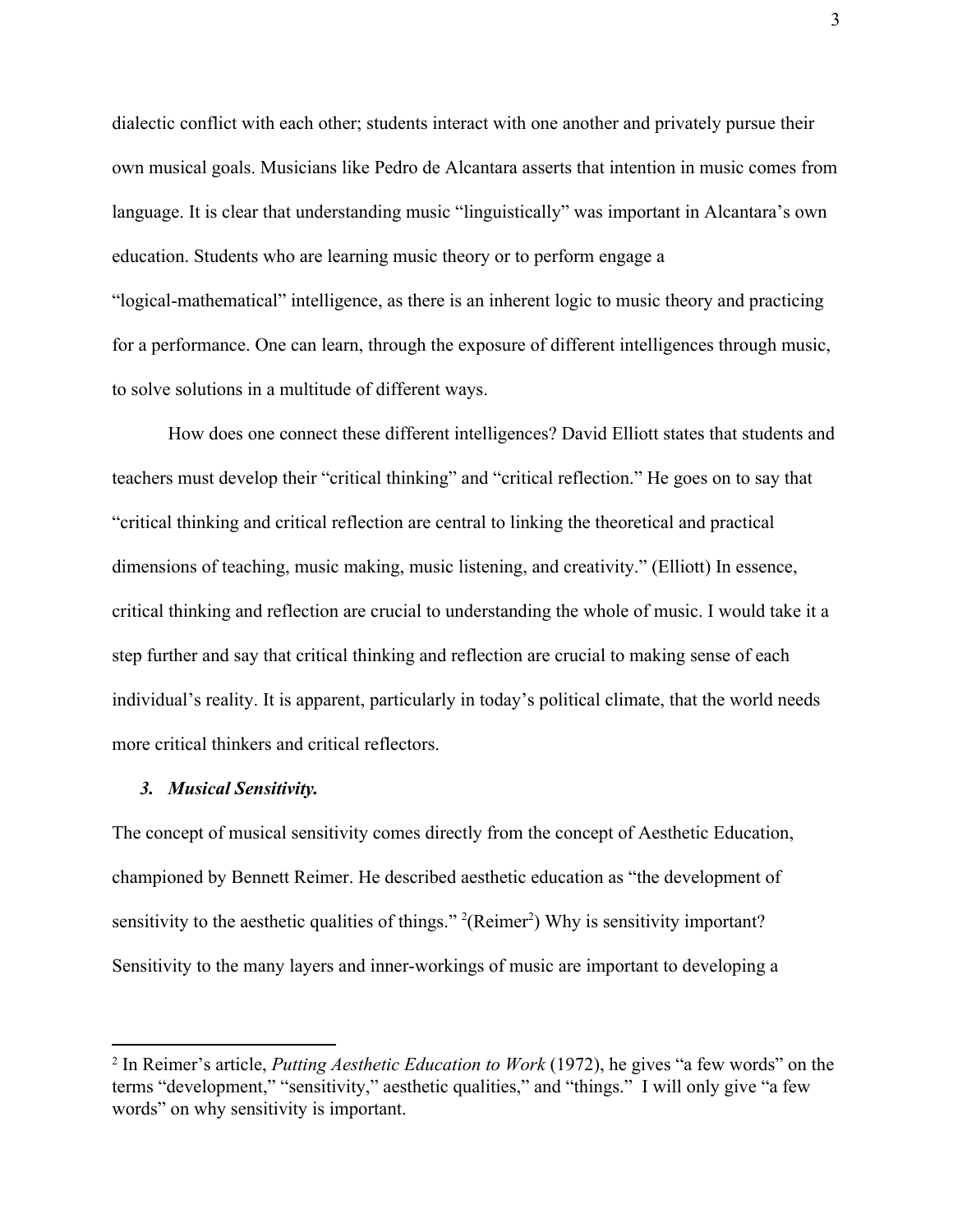dialectic conflict with each other; students interact with one another and privately pursue their own musical goals. Musicians like Pedro de Alcantara asserts that intention in music comes from language. It is clear that understanding music "linguistically" was important in Alcantara's own education. Students who are learning music theory or to perform engage a "logical-mathematical" intelligence, as there is an inherent logic to music theory and practicing for a performance. One can learn, through the exposure of different intelligences through music, to solve solutions in a multitude of different ways.

How does one connect these different intelligences? David Elliott states that students and teachers must develop their "critical thinking" and "critical reflection." He goes on to say that "critical thinking and critical reflection are central to linking the theoretical and practical dimensions of teaching, music making, music listening, and creativity." (Elliott) In essence, critical thinking and reflection are crucial to understanding the whole of music. I would take it a step further and say that critical thinking and reflection are crucial to making sense of each individual's reality. It is apparent, particularly in today's political climate, that the world needs more critical thinkers and critical reflectors.

### *3. Musical Sensitivity.*

The concept of musical sensitivity comes directly from the concept of Aesthetic Education, championed by Bennett Reimer. He described aesthetic education as "the development of sensitivity to the aesthetic qualities of things." [2](Reimer[2]) Why is sensitivity important? Sensitivity to the many layers and inner-workings of music are important to developing a

---

[2] In Reimer's article, *Putting Aesthetic Education to Work* (1972), he gives "a few words" on the terms "development," "sensitivity," aesthetic qualities," and "things." I will only give "a few words" on why sensitivity is important.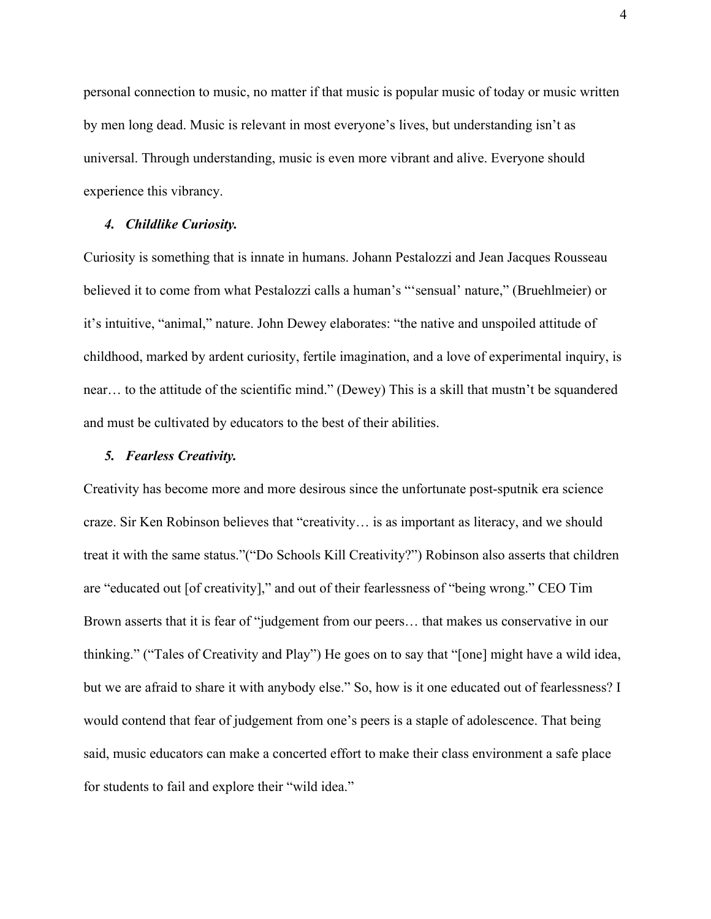personal connection to music, no matter if that music is popular music of today or music written by men long dead. Music is relevant in most everyone's lives, but understanding isn't as universal. Through understanding, music is even more vibrant and alive. Everyone should experience this vibrancy.

### *4. Childlike Curiosity.*

Curiosity is something that is innate in humans. Johann Pestalozzi and Jean Jacques Rousseau believed it to come from what Pestalozzi calls a human's "'sensual' nature," (Bruehlmeier) or it's intuitive, "animal," nature. John Dewey elaborates: "the native and unspoiled attitude of childhood, marked by ardent curiosity, fertile imagination, and a love of experimental inquiry, is near… to the attitude of the scientific mind." (Dewey) This is a skill that mustn't be squandered and must be cultivated by educators to the best of their abilities.

### *5. Fearless Creativity.*

Creativity has become more and more desirous since the unfortunate post-sputnik era science craze. Sir Ken Robinson believes that "creativity… is as important as literacy, and we should treat it with the same status."("Do Schools Kill Creativity?") Robinson also asserts that children are "educated out [of creativity]," and out of their fearlessness of "being wrong." CEO Tim Brown asserts that it is fear of "judgement from our peers… that makes us conservative in our thinking." ("Tales of Creativity and Play") He goes on to say that "[one] might have a wild idea, but we are afraid to share it with anybody else." So, how is it one educated out of fearlessness? I would contend that fear of judgement from one's peers is a staple of adolescence. That being said, music educators can make a concerted effort to make their class environment a safe place for students to fail and explore their "wild idea."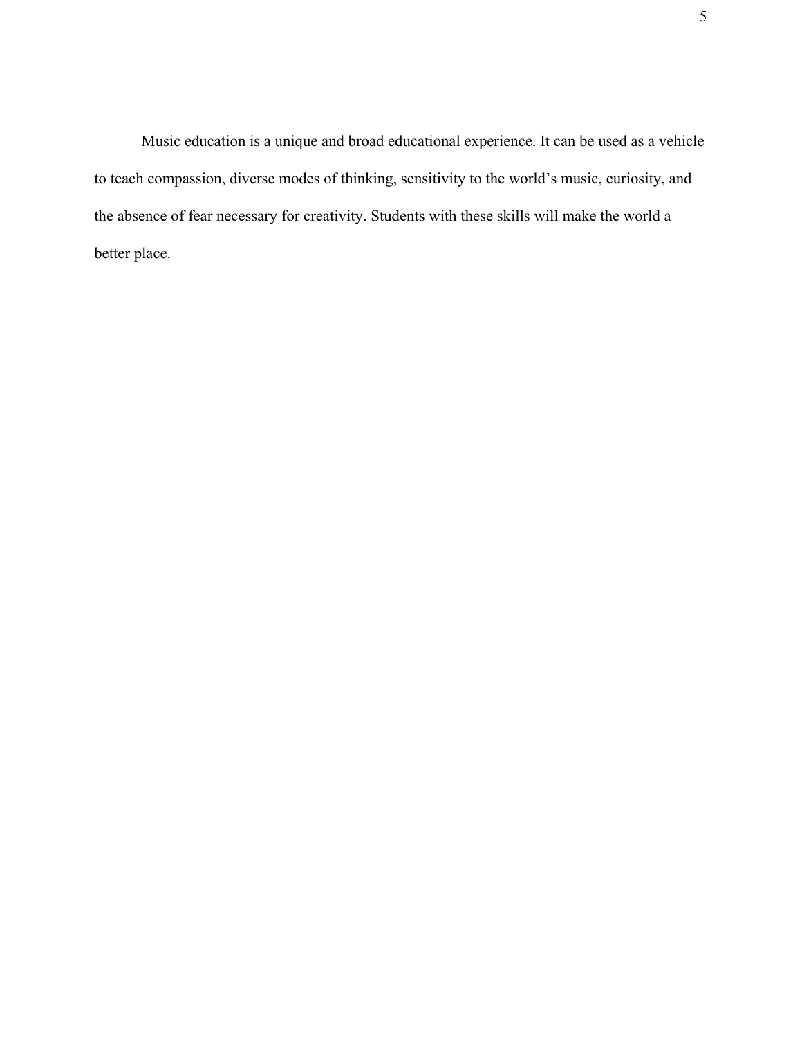Music education is a unique and broad educational experience. It can be used as a vehicle to teach compassion, diverse modes of thinking, sensitivity to the world's music, curiosity, and the absence of fear necessary for creativity. Students with these skills will make the world a better place.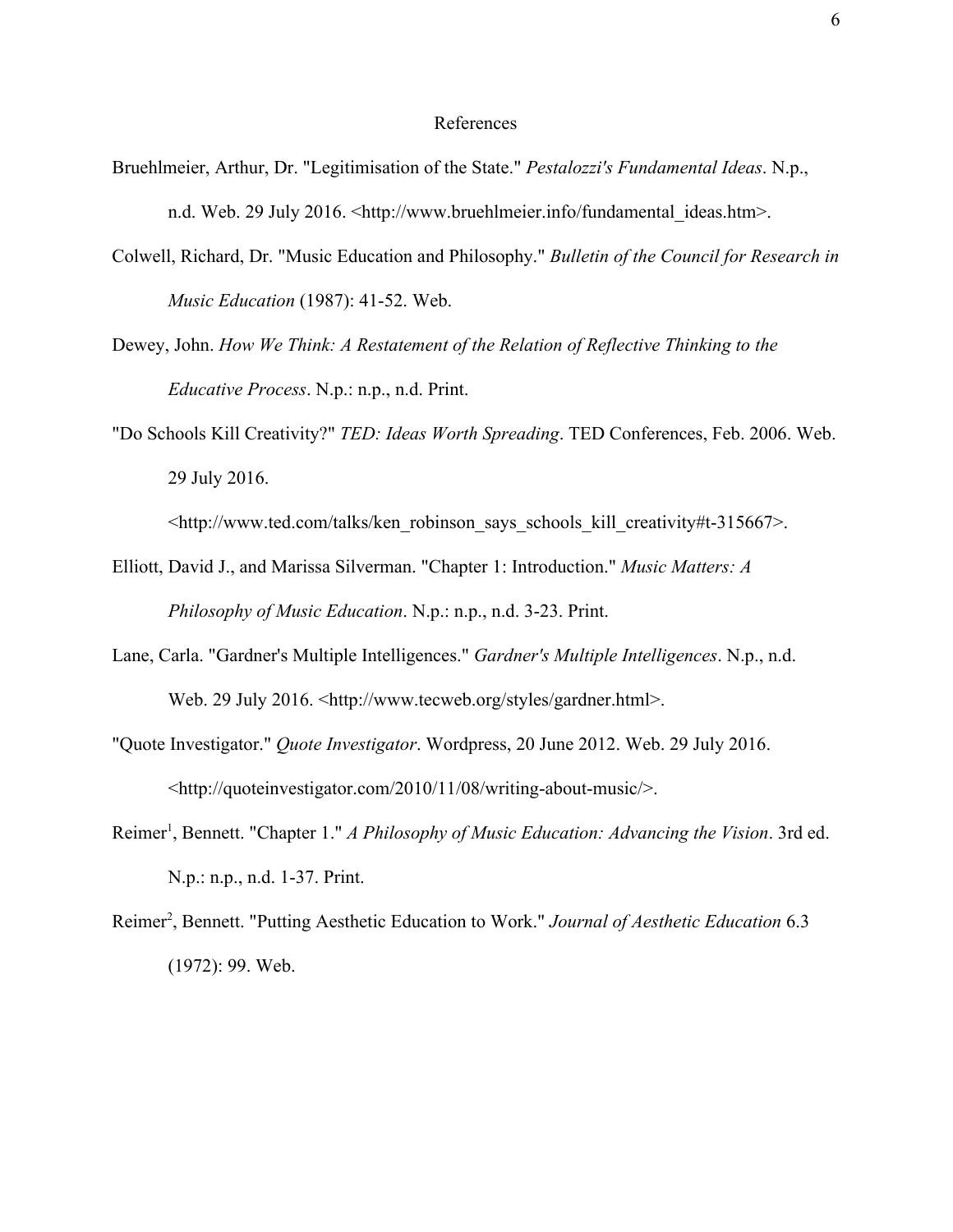# References

Bruehlmeier, Arthur, Dr. "Legitimisation of the State." *Pestalozzi's Fundamental Ideas*. N.p., n.d. Web. 29 July 2016. <http://www.bruehlmeier.info/fundamental_ideas.htm>.

Colwell, Richard, Dr. "Music Education and Philosophy." *Bulletin of the Council for Research in Music Education* (1987): 41-52. Web.

Dewey, John. *How We Think: A Restatement of the Relation of Reflective Thinking to the Educative Process*. N.p.: n.p., n.d. Print.

"Do Schools Kill Creativity?" *TED: Ideas Worth Spreading*. TED Conferences, Feb. 2006. Web. 29 July 2016. <http://www.ted.com/talks/ken_robinson_says_schools_kill_creativity#t-315667>.

Elliott, David J., and Marissa Silverman. "Chapter 1: Introduction." *Music Matters: A Philosophy of Music Education*. N.p.: n.p., n.d. 3-23. Print.

Lane, Carla. "Gardner's Multiple Intelligences." *Gardner's Multiple Intelligences*. N.p., n.d. Web. 29 July 2016. <http://www.tecweb.org/styles/gardner.html>.

"Quote Investigator." *Quote Investigator*. Wordpress, 20 June 2012. Web. 29 July 2016. <http://quoteinvestigator.com/2010/11/08/writing-about-music/>.

Reimer[1], Bennett. "Chapter 1." *A Philosophy of Music Education: Advancing the Vision*. 3rd ed. N.p.: n.p., n.d. 1-37. Print.

Reimer[2], Bennett. "Putting Aesthetic Education to Work." *Journal of Aesthetic Education* 6.3 (1972): 99. Web.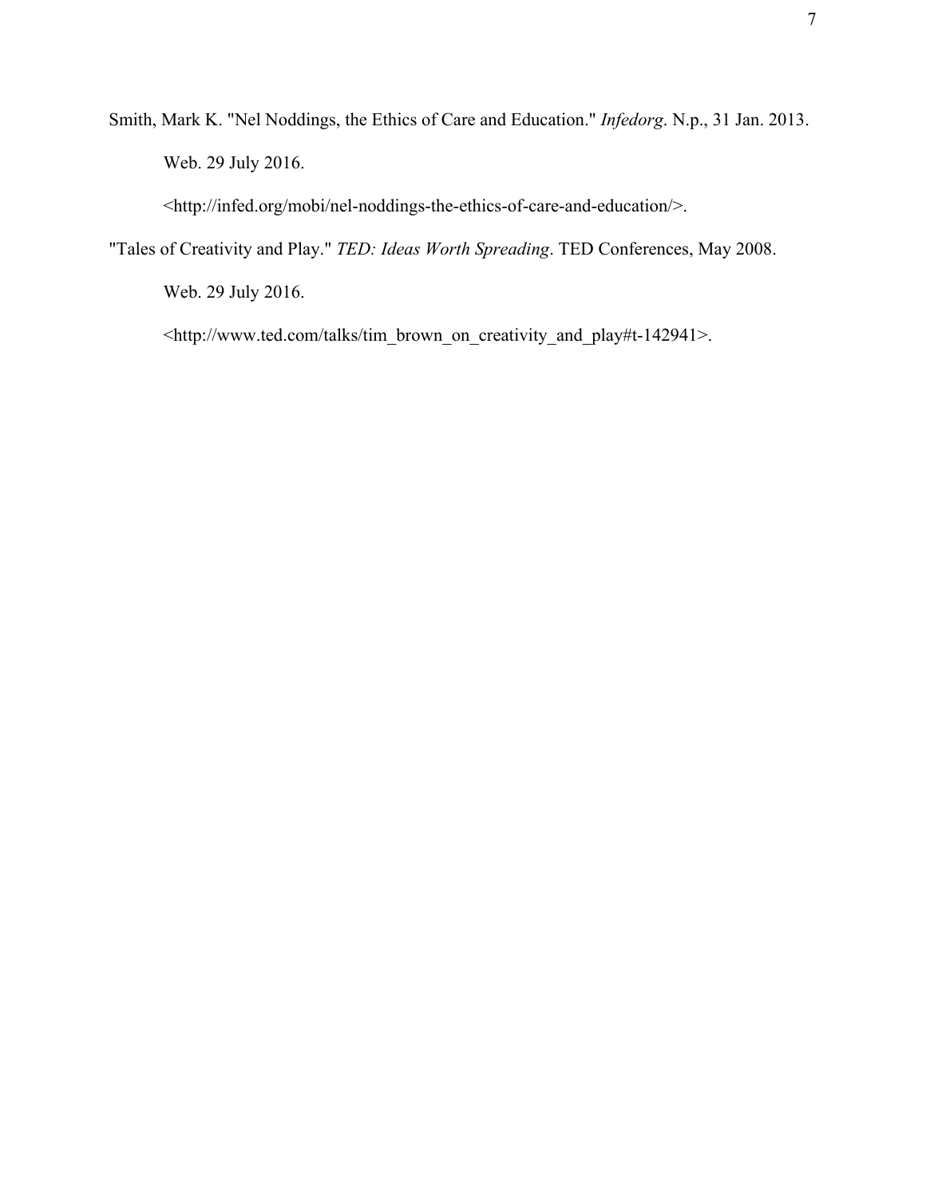Smith, Mark K. "Nel Noddings, the Ethics of Care and Education." *Infedorg*. N.p., 31 Jan. 2013. Web. 29 July 2016. <http://infed.org/mobi/nel-noddings-the-ethics-of-care-and-education/>.

"Tales of Creativity and Play." *TED: Ideas Worth Spreading*. TED Conferences, May 2008. Web. 29 July 2016. <http://www.ted.com/talks/tim_brown_on_creativity_and_play#t-142941>.